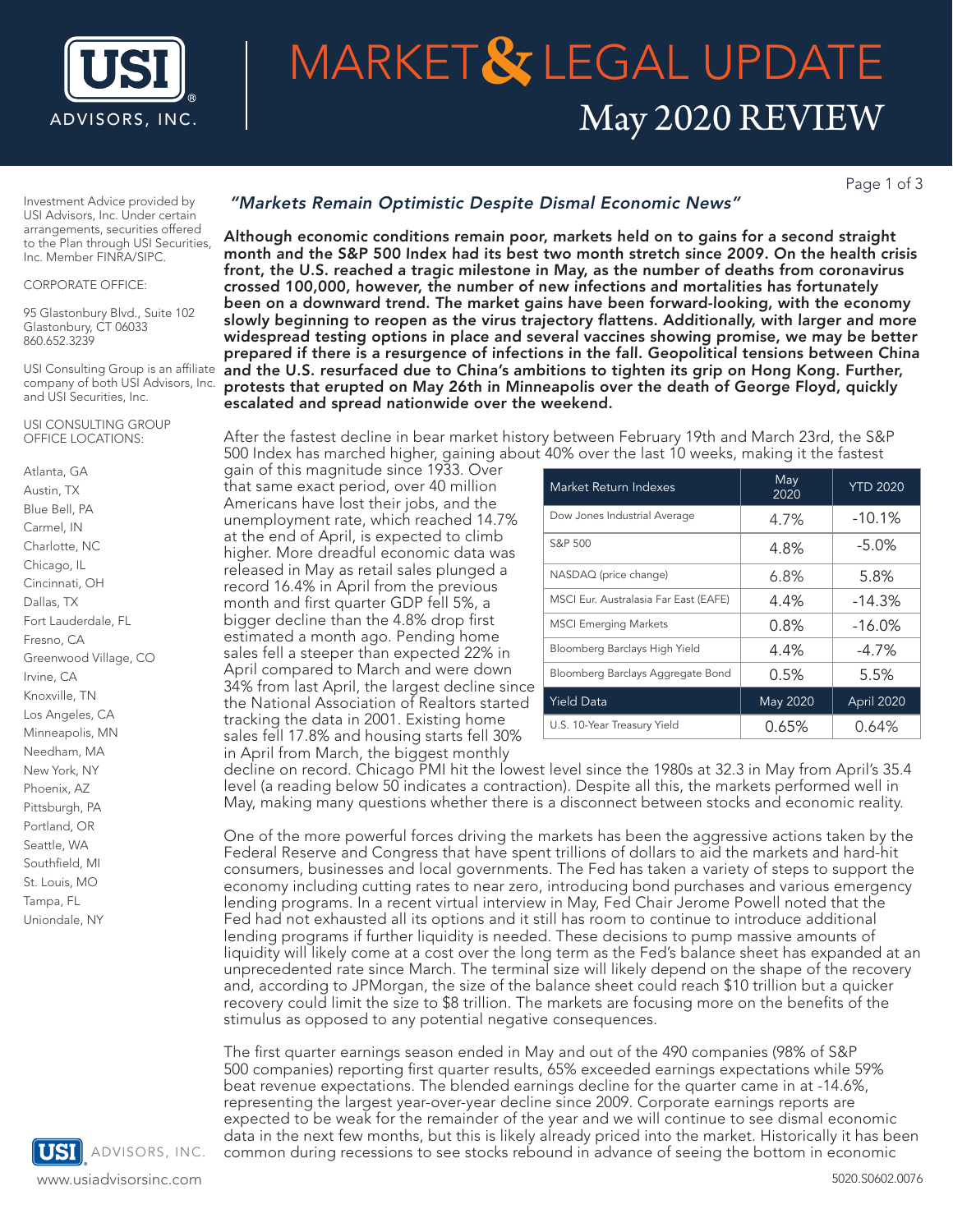# MARKET & LEGAL UPDATE

## May 2020 REVIEW

Investment Advice provided by USI Advisors, Inc. Under certain arrangements, securities offered to the Plan through USI Securities, Inc. Member FINRA/SIPC.

CORPORATE OFFICE:

95 Glastonbury Blvd., Suite 102
Glastonbury, CT 06033
860.652.3239

USI Consulting Group is an affiliate company of both USI Advisors, Inc. and USI Securities, Inc.

USI CONSULTING GROUP OFFICE LOCATIONS:

Atlanta, GA
Austin, TX
Blue Bell, PA
Carmel, IN
Charlotte, NC
Chicago, IL
Cincinnati, OH
Dallas, TX
Fort Lauderdale, FL
Fresno, CA
Greenwood Village, CO
Irvine, CA
Knoxville, TN
Los Angeles, CA
Minneapolis, MN
Needham, MA
New York, NY
Phoenix, AZ
Pittsburgh, PA
Portland, OR
Seattle, WA
Southfield, MI
St. Louis, MO
Tampa, FL
Uniondale, NY

### *"Markets Remain Optimistic Despite Dismal Economic News"*

**Although economic conditions remain poor, markets held on to gains for a second straight month and the S&P 500 Index had its best two month stretch since 2009. On the health crisis front, the U.S. reached a tragic milestone in May, as the number of deaths from coronavirus crossed 100,000, however, the number of new infections and mortalities has fortunately been on a downward trend. The market gains have been forward-looking, with the economy slowly beginning to reopen as the virus trajectory flattens. Additionally, with larger and more widespread testing options in place and several vaccines showing promise, we may be better prepared if there is a resurgence of infections in the fall. Geopolitical tensions between China and the U.S. resurfaced due to China's ambitions to tighten its grip on Hong Kong. Further, protests that erupted on May 26th in Minneapolis over the death of George Floyd, quickly escalated and spread nationwide over the weekend.**

| Market Return Indexes | May 2020 | YTD 2020 |
|---|---|---|
| Dow Jones Industrial Average | 4.7% | -10.1% |
| S&P 500 | 4.8% | -5.0% |
| NASDAQ (price change) | 6.8% | 5.8% |
| MSCI Eur. Australasia Far East (EAFE) | 4.4% | -14.3% |
| MSCI Emerging Markets | 0.8% | -16.0% |
| Bloomberg Barclays High Yield | 4.4% | -4.7% |
| Bloomberg Barclays Aggregate Bond | 0.5% | 5.5% |
| **Yield Data** | **May 2020** | **April 2020** |
| U.S. 10-Year Treasury Yield | 0.65% | 0.64% |

After the fastest decline in bear market history between February 19th and March 23rd, the S&P 500 Index has marched higher, gaining about 40% over the last 10 weeks, making it the fastest gain of this magnitude since 1933. Over that same exact period, over 40 million Americans have lost their jobs, and the unemployment rate, which reached 14.7% at the end of April, is expected to climb higher. More dreadful economic data was released in May as retail sales plunged a record 16.4% in April from the previous month and first quarter GDP fell 5%, a bigger decline than the 4.8% drop first estimated a month ago. Pending home sales fell a steeper than expected 22% in April compared to March and were down 34% from last April, the largest decline since the National Association of Realtors started tracking the data in 2001. Existing home sales fell 17.8% and housing starts fell 30% in April from March, the biggest monthly decline on record. Chicago PMI hit the lowest level since the 1980s at 32.3 in May from April's 35.4 level (a reading below 50 indicates a contraction). Despite all this, the markets performed well in May, making many questions whether there is a disconnect between stocks and economic reality.

One of the more powerful forces driving the markets has been the aggressive actions taken by the Federal Reserve and Congress that have spent trillions of dollars to aid the markets and hard-hit consumers, businesses and local governments. The Fed has taken a variety of steps to support the economy including cutting rates to near zero, introducing bond purchases and various emergency lending programs. In a recent virtual interview in May, Fed Chair Jerome Powell noted that the Fed had not exhausted all its options and it still has room to continue to introduce additional lending programs if further liquidity is needed. These decisions to pump massive amounts of liquidity will likely come at a cost over the long term as the Fed's balance sheet has expanded at an unprecedented rate since March. The terminal size will likely depend on the shape of the recovery and, according to JPMorgan, the size of the balance sheet could reach $10 trillion but a quicker recovery could limit the size to $8 trillion. The markets are focusing more on the benefits of the stimulus as opposed to any potential negative consequences.

The first quarter earnings season ended in May and out of the 490 companies (98% of S&P 500 companies) reporting first quarter results, 65% exceeded earnings expectations while 59% beat revenue expectations. The blended earnings decline for the quarter came in at -14.6%, representing the largest year-over-year decline since 2009. Corporate earnings reports are expected to be weak for the remainder of the year and we will continue to see dismal economic data in the next few months, but this is likely already priced into the market. Historically it has been common during recessions to see stocks rebound in advance of seeing the bottom in economic

USI ADVISORS, INC.
www.usiadvisorsinc.com

5020.S0602.0076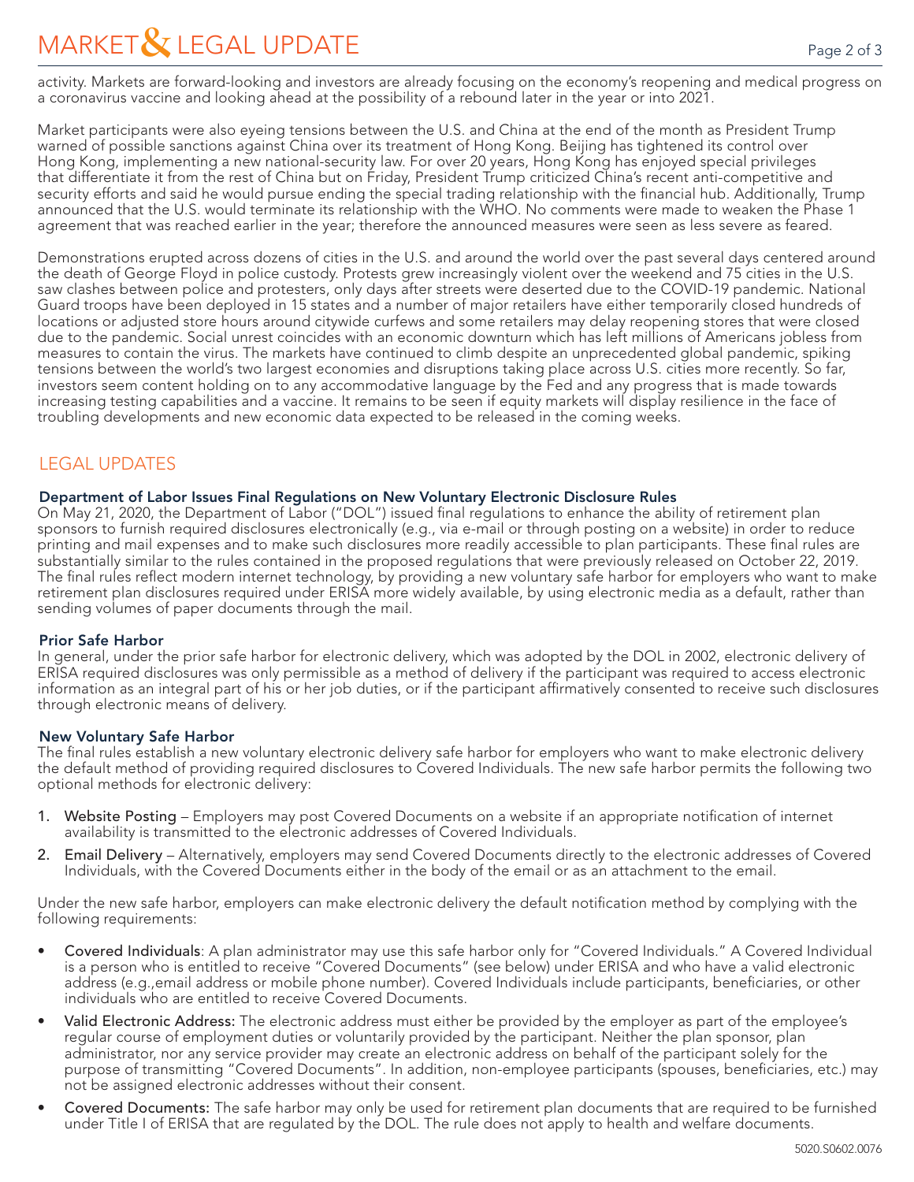activity. Markets are forward-looking and investors are already focusing on the economy's reopening and medical progress on a coronavirus vaccine and looking ahead at the possibility of a rebound later in the year or into 2021.

Market participants were also eyeing tensions between the U.S. and China at the end of the month as President Trump warned of possible sanctions against China over its treatment of Hong Kong. Beijing has tightened its control over Hong Kong, implementing a new national-security law. For over 20 years, Hong Kong has enjoyed special privileges that differentiate it from the rest of China but on Friday, President Trump criticized China's recent anti-competitive and security efforts and said he would pursue ending the special trading relationship with the financial hub. Additionally, Trump announced that the U.S. would terminate its relationship with the WHO. No comments were made to weaken the Phase 1 agreement that was reached earlier in the year; therefore the announced measures were seen as less severe as feared.

Demonstrations erupted across dozens of cities in the U.S. and around the world over the past several days centered around the death of George Floyd in police custody. Protests grew increasingly violent over the weekend and 75 cities in the U.S. saw clashes between police and protesters, only days after streets were deserted due to the COVID-19 pandemic. National Guard troops have been deployed in 15 states and a number of major retailers have either temporarily closed hundreds of locations or adjusted store hours around citywide curfews and some retailers may delay reopening stores that were closed due to the pandemic. Social unrest coincides with an economic downturn which has left millions of Americans jobless from measures to contain the virus. The markets have continued to climb despite an unprecedented global pandemic, spiking tensions between the world's two largest economies and disruptions taking place across U.S. cities more recently. So far, investors seem content holding on to any accommodative language by the Fed and any progress that is made towards increasing testing capabilities and a vaccine. It remains to be seen if equity markets will display resilience in the face of troubling developments and new economic data expected to be released in the coming weeks.

## LEGAL UPDATES

### Department of Labor Issues Final Regulations on New Voluntary Electronic Disclosure Rules

On May 21, 2020, the Department of Labor ("DOL") issued final regulations to enhance the ability of retirement plan sponsors to furnish required disclosures electronically (e.g., via e-mail or through posting on a website) in order to reduce printing and mail expenses and to make such disclosures more readily accessible to plan participants. These final rules are substantially similar to the rules contained in the proposed regulations that were previously released on October 22, 2019. The final rules reflect modern internet technology, by providing a new voluntary safe harbor for employers who want to make retirement plan disclosures required under ERISA more widely available, by using electronic media as a default, rather than sending volumes of paper documents through the mail.

### Prior Safe Harbor

In general, under the prior safe harbor for electronic delivery, which was adopted by the DOL in 2002, electronic delivery of ERISA required disclosures was only permissible as a method of delivery if the participant was required to access electronic information as an integral part of his or her job duties, or if the participant affirmatively consented to receive such disclosures through electronic means of delivery.

### New Voluntary Safe Harbor

The final rules establish a new voluntary electronic delivery safe harbor for employers who want to make electronic delivery the default method of providing required disclosures to Covered Individuals. The new safe harbor permits the following two optional methods for electronic delivery:

1. **Website Posting** – Employers may post Covered Documents on a website if an appropriate notification of internet availability is transmitted to the electronic addresses of Covered Individuals.
2. **Email Delivery** – Alternatively, employers may send Covered Documents directly to the electronic addresses of Covered Individuals, with the Covered Documents either in the body of the email or as an attachment to the email.

Under the new safe harbor, employers can make electronic delivery the default notification method by complying with the following requirements:

- **Covered Individuals**: A plan administrator may use this safe harbor only for "Covered Individuals." A Covered Individual is a person who is entitled to receive "Covered Documents" (see below) under ERISA and who have a valid electronic address (e.g.,email address or mobile phone number). Covered Individuals include participants, beneficiaries, or other individuals who are entitled to receive Covered Documents.
- **Valid Electronic Address:** The electronic address must either be provided by the employer as part of the employee's regular course of employment duties or voluntarily provided by the participant. Neither the plan sponsor, plan administrator, nor any service provider may create an electronic address on behalf of the participant solely for the purpose of transmitting "Covered Documents". In addition, non-employee participants (spouses, beneficiaries, etc.) may not be assigned electronic addresses without their consent.
- **Covered Documents:** The safe harbor may only be used for retirement plan documents that are required to be furnished under Title I of ERISA that are regulated by the DOL. The rule does not apply to health and welfare documents.

5020.S0602.0076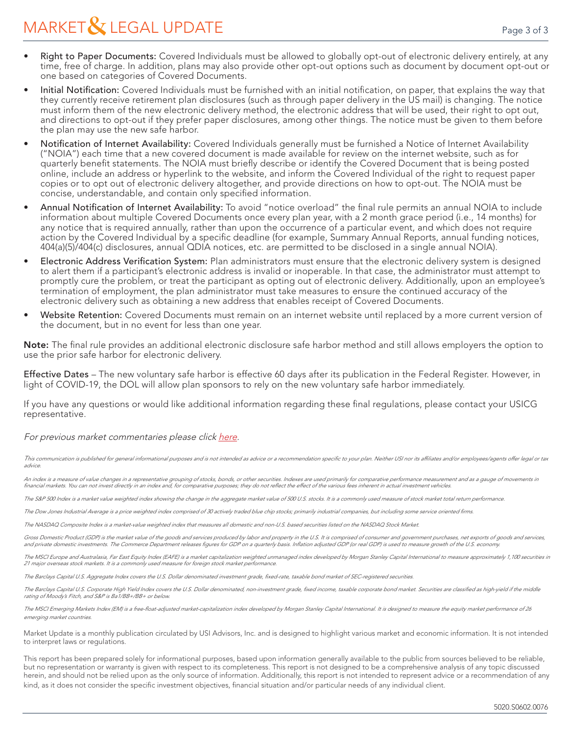- **Right to Paper Documents:** Covered Individuals must be allowed to globally opt-out of electronic delivery entirely, at any time, free of charge. In addition, plans may also provide other opt-out options such as document by document opt-out or one based on categories of Covered Documents.
- **Initial Notification:** Covered Individuals must be furnished with an initial notification, on paper, that explains the way that they currently receive retirement plan disclosures (such as through paper delivery in the US mail) is changing. The notice must inform them of the new electronic delivery method, the electronic address that will be used, their right to opt out, and directions to opt-out if they prefer paper disclosures, among other things. The notice must be given to them before the plan may use the new safe harbor.
- **Notification of Internet Availability:** Covered Individuals generally must be furnished a Notice of Internet Availability ("NOIA") each time that a new covered document is made available for review on the internet website, such as for quarterly benefit statements. The NOIA must briefly describe or identify the Covered Document that is being posted online, include an address or hyperlink to the website, and inform the Covered Individual of the right to request paper copies or to opt out of electronic delivery altogether, and provide directions on how to opt-out. The NOIA must be concise, understandable, and contain only specified information.
- **Annual Notification of Internet Availability:** To avoid "notice overload" the final rule permits an annual NOIA to include information about multiple Covered Documents once every plan year, with a 2 month grace period (i.e., 14 months) for any notice that is required annually, rather than upon the occurrence of a particular event, and which does not require action by the Covered Individual by a specific deadline (for example, Summary Annual Reports, annual funding notices, 404(a)(5)/404(c) disclosures, annual QDIA notices, etc. are permitted to be disclosed in a single annual NOIA).
- **Electronic Address Verification System:** Plan administrators must ensure that the electronic delivery system is designed to alert them if a participant's electronic address is invalid or inoperable. In that case, the administrator must attempt to promptly cure the problem, or treat the participant as opting out of electronic delivery. Additionally, upon an employee's termination of employment, the plan administrator must take measures to ensure the continued accuracy of the electronic delivery such as obtaining a new address that enables receipt of Covered Documents.
- **Website Retention:** Covered Documents must remain on an internet website until replaced by a more current version of the document, but in no event for less than one year.

**Note:** The final rule provides an additional electronic disclosure safe harbor method and still allows employers the option to use the prior safe harbor for electronic delivery.

**Effective Dates** – The new voluntary safe harbor is effective 60 days after its publication in the Federal Register. However, in light of COVID-19, the DOL will allow plan sponsors to rely on the new voluntary safe harbor immediately.

If you have any questions or would like additional information regarding these final regulations, please contact your USICG representative.

*For previous market commentaries please click [here](#).*

*This communication is published for general informational purposes and is not intended as advice or a recommendation specific to your plan. Neither USI nor its affiliates and/or employees/agents offer legal or tax advice.*

*An index is a measure of value changes in a representative grouping of stocks, bonds, or other securities. Indexes are used primarily for comparative performance measurement and as a gauge of movements in financial markets. You can not invest directly in an index and, for comparative purposes; they do not reflect the effect of the various fees inherent in actual investment vehicles.*

*The S&P 500 Index is a market value weighted index showing the change in the aggregate market value of 500 U.S. stocks. It is a commonly used measure of stock market total return performance.*

*The Dow Jones Industrial Average is a price weighted index comprised of 30 actively traded blue chip stocks; primarily industrial companies, but including some service oriented firms.*

*The NASDAQ Composite Index is a market-value weighted index that measures all domestic and non-U.S. based securities listed on the NASDAQ Stock Market.*

*Gross Domestic Product (GDP) is the market value of the goods and services produced by labor and property in the U.S. It is comprised of consumer and government purchases, net exports of goods and services, and private domestic investments. The Commerce Department releases figures for GDP on a quarterly basis. Inflation adjusted GDP (or real GDP) is used to measure growth of the U.S. economy.*

*The MSCI Europe and Australasia, Far East Equity Index (EAFE) is a market capitalization weighted unmanaged index developed by Morgan Stanley Capital International to measure approximately 1,100 securities in 21 major overseas stock markets. It is a commonly used measure for foreign stock market performance.*

*The Barclays Capital U.S. Aggregate Index covers the U.S. Dollar denominated investment grade, fixed-rate, taxable bond market of SEC-registered securities.*

*The Barclays Capital U.S. Corporate High Yield Index covers the U.S. Dollar denominated, non-investment grade, fixed income, taxable corporate bond market. Securities are classified as high-yield if the middle rating of Moody's Fitch, and S&P is Ba1/BB+/BB+ or below.*

*The MSCI Emerging Markets Index (EM) is a free-float-adjusted market-capitalization index developed by Morgan Stanley Capital International. It is designed to measure the equity market performance of 26 emerging market countries.*

Market Update is a monthly publication circulated by USI Advisors, Inc. and is designed to highlight various market and economic information. It is not intended to interpret laws or regulations.

This report has been prepared solely for informational purposes, based upon information generally available to the public from sources believed to be reliable, but no representation or warranty is given with respect to its completeness. This report is not designed to be a comprehensive analysis of any topic discussed herein, and should not be relied upon as the only source of information. Additionally, this report is not intended to represent advice or a recommendation of any kind, as it does not consider the specific investment objectives, financial situation and/or particular needs of any individual client.

5020.S0602.0076